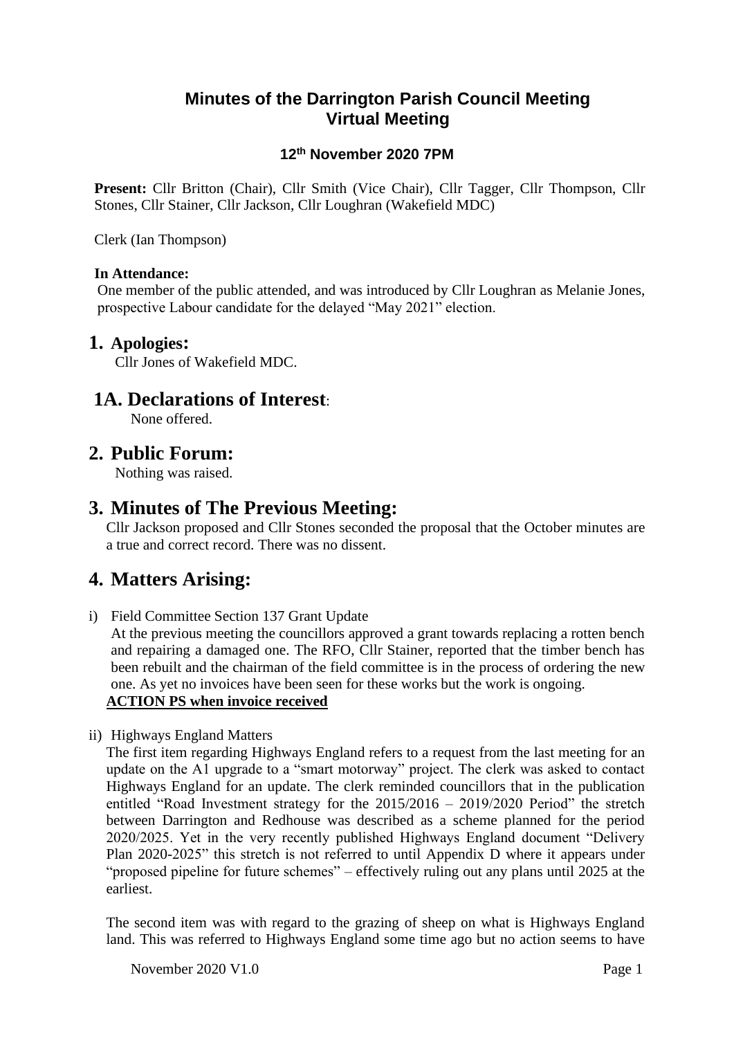# Minutes of the Darrington Parish Council Meeting
# Virtual Meeting

### 12th November 2020 7PM

**Present:** Cllr Britton (Chair), Cllr Smith (Vice Chair), Cllr Tagger, Cllr Thompson, Cllr Stones, Cllr Stainer, Cllr Jackson, Cllr Loughran (Wakefield MDC)

Clerk (Ian Thompson)

**In Attendance:**
One member of the public attended, and was introduced by Cllr Loughran as Melanie Jones, prospective Labour candidate for the delayed "May 2021" election.

## 1. Apologies:

Cllr Jones of Wakefield MDC.

## 1A. Declarations of Interest:

None offered.

## 2. Public Forum:

Nothing was raised.

## 3. Minutes of The Previous Meeting:

Cllr Jackson proposed and Cllr Stones seconded the proposal that the October minutes are a true and correct record. There was no dissent.

## 4. Matters Arising:

i) Field Committee Section 137 Grant Update

At the previous meeting the councillors approved a grant towards replacing a rotten bench and repairing a damaged one. The RFO, Cllr Stainer, reported that the timber bench has been rebuilt and the chairman of the field committee is in the process of ordering the new one. As yet no invoices have been seen for these works but the work is ongoing.

**ACTION PS when invoice received**

ii) Highways England Matters

The first item regarding Highways England refers to a request from the last meeting for an update on the A1 upgrade to a "smart motorway" project. The clerk was asked to contact Highways England for an update. The clerk reminded councillors that in the publication entitled "Road Investment strategy for the 2015/2016 – 2019/2020 Period" the stretch between Darrington and Redhouse was described as a scheme planned for the period 2020/2025. Yet in the very recently published Highways England document "Delivery Plan 2020-2025" this stretch is not referred to until Appendix D where it appears under "proposed pipeline for future schemes" – effectively ruling out any plans until 2025 at the earliest.

The second item was with regard to the grazing of sheep on what is Highways England land. This was referred to Highways England some time ago but no action seems to have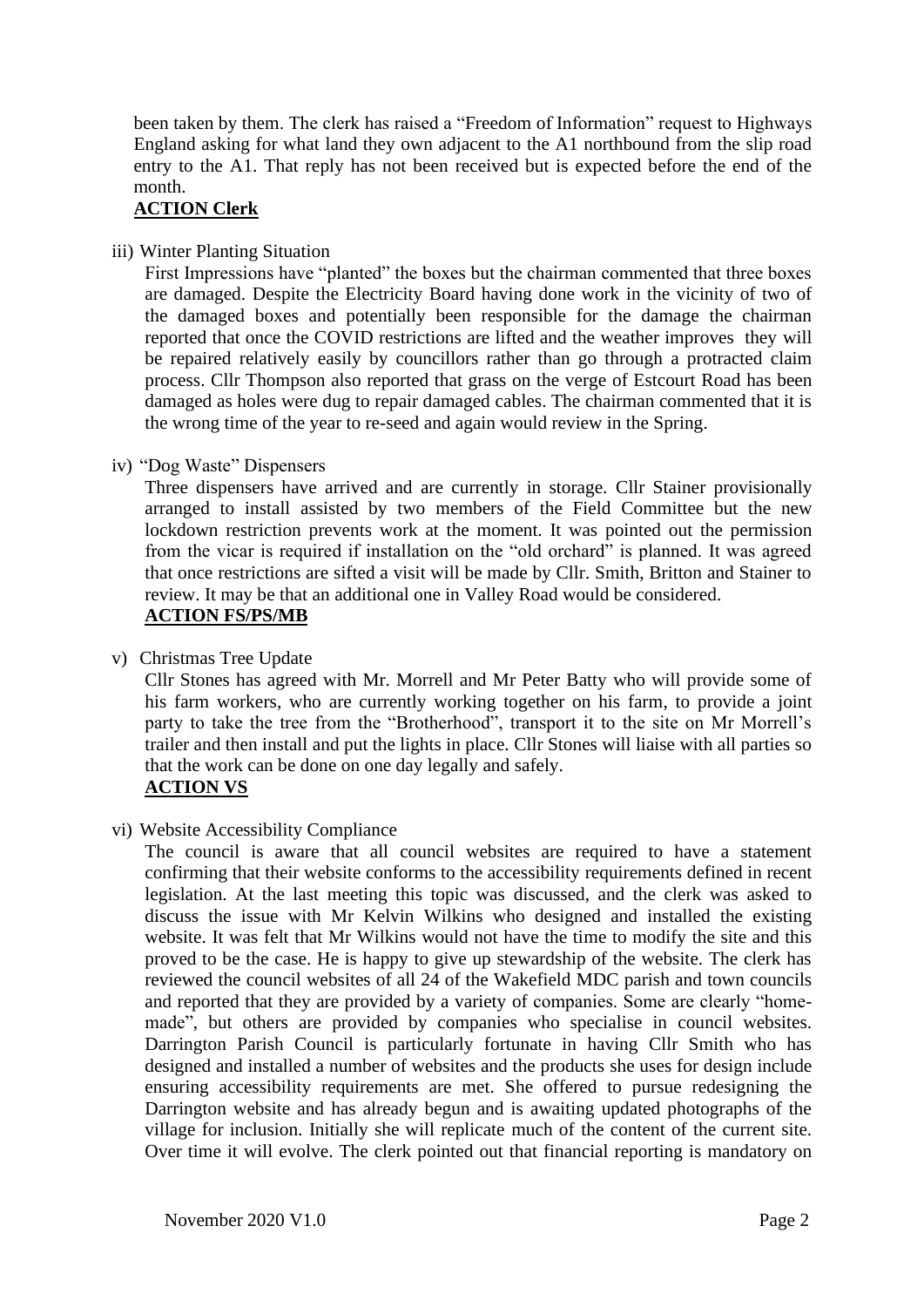been taken by them. The clerk has raised a "Freedom of Information" request to Highways England asking for what land they own adjacent to the A1 northbound from the slip road entry to the A1. That reply has not been received but is expected before the end of the month.

**ACTION Clerk**

iii) Winter Planting Situation

First Impressions have "planted" the boxes but the chairman commented that three boxes are damaged. Despite the Electricity Board having done work in the vicinity of two of the damaged boxes and potentially been responsible for the damage the chairman reported that once the COVID restrictions are lifted and the weather improves they will be repaired relatively easily by councillors rather than go through a protracted claim process. Cllr Thompson also reported that grass on the verge of Estcourt Road has been damaged as holes were dug to repair damaged cables. The chairman commented that it is the wrong time of the year to re-seed and again would review in the Spring.

iv) "Dog Waste" Dispensers

Three dispensers have arrived and are currently in storage. Cllr Stainer provisionally arranged to install assisted by two members of the Field Committee but the new lockdown restriction prevents work at the moment. It was pointed out the permission from the vicar is required if installation on the "old orchard" is planned. It was agreed that once restrictions are sifted a visit will be made by Cllr. Smith, Britton and Stainer to review. It may be that an additional one in Valley Road would be considered.

**ACTION FS/PS/MB**

v) Christmas Tree Update

Cllr Stones has agreed with Mr. Morrell and Mr Peter Batty who will provide some of his farm workers, who are currently working together on his farm, to provide a joint party to take the tree from the "Brotherhood", transport it to the site on Mr Morrell's trailer and then install and put the lights in place. Cllr Stones will liaise with all parties so that the work can be done on one day legally and safely.

**ACTION VS**

vi) Website Accessibility Compliance

The council is aware that all council websites are required to have a statement confirming that their website conforms to the accessibility requirements defined in recent legislation. At the last meeting this topic was discussed, and the clerk was asked to discuss the issue with Mr Kelvin Wilkins who designed and installed the existing website. It was felt that Mr Wilkins would not have the time to modify the site and this proved to be the case. He is happy to give up stewardship of the website. The clerk has reviewed the council websites of all 24 of the Wakefield MDC parish and town councils and reported that they are provided by a variety of companies. Some are clearly "home-made", but others are provided by companies who specialise in council websites. Darrington Parish Council is particularly fortunate in having Cllr Smith who has designed and installed a number of websites and the products she uses for design include ensuring accessibility requirements are met. She offered to pursue redesigning the Darrington website and has already begun and is awaiting updated photographs of the village for inclusion. Initially she will replicate much of the content of the current site. Over time it will evolve. The clerk pointed out that financial reporting is mandatory on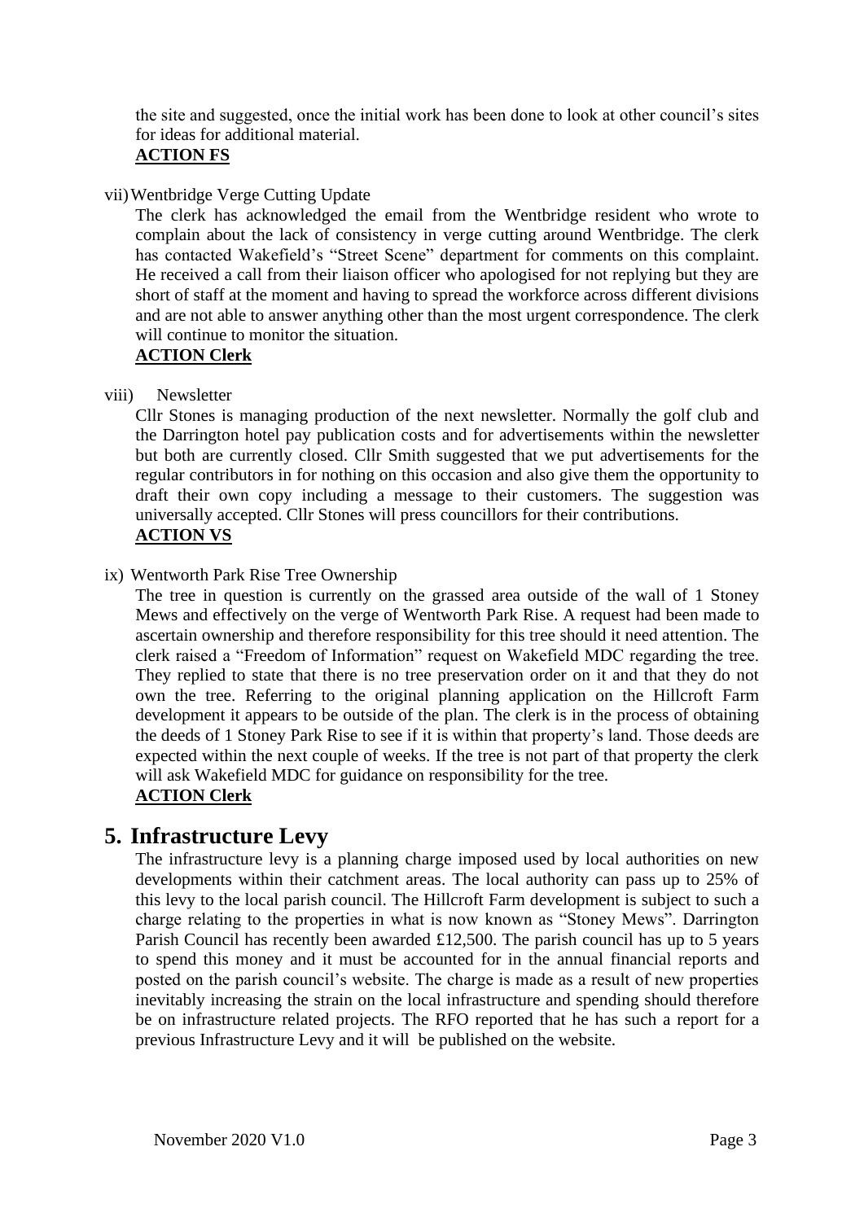the site and suggested, once the initial work has been done to look at other council's sites for ideas for additional material.
**ACTION FS**

vii) Wentbridge Verge Cutting Update

The clerk has acknowledged the email from the Wentbridge resident who wrote to complain about the lack of consistency in verge cutting around Wentbridge. The clerk has contacted Wakefield's "Street Scene" department for comments on this complaint. He received a call from their liaison officer who apologised for not replying but they are short of staff at the moment and having to spread the workforce across different divisions and are not able to answer anything other than the most urgent correspondence. The clerk will continue to monitor the situation.
**ACTION Clerk**

viii) Newsletter

Cllr Stones is managing production of the next newsletter. Normally the golf club and the Darrington hotel pay publication costs and for advertisements within the newsletter but both are currently closed. Cllr Smith suggested that we put advertisements for the regular contributors in for nothing on this occasion and also give them the opportunity to draft their own copy including a message to their customers. The suggestion was universally accepted. Cllr Stones will press councillors for their contributions.
**ACTION VS**

ix) Wentworth Park Rise Tree Ownership

The tree in question is currently on the grassed area outside of the wall of 1 Stoney Mews and effectively on the verge of Wentworth Park Rise. A request had been made to ascertain ownership and therefore responsibility for this tree should it need attention. The clerk raised a "Freedom of Information" request on Wakefield MDC regarding the tree. They replied to state that there is no tree preservation order on it and that they do not own the tree. Referring to the original planning application on the Hillcroft Farm development it appears to be outside of the plan. The clerk is in the process of obtaining the deeds of 1 Stoney Park Rise to see if it is within that property's land. Those deeds are expected within the next couple of weeks. If the tree is not part of that property the clerk will ask Wakefield MDC for guidance on responsibility for the tree.
**ACTION Clerk**

## 5. Infrastructure Levy

The infrastructure levy is a planning charge imposed used by local authorities on new developments within their catchment areas. The local authority can pass up to 25% of this levy to the local parish council. The Hillcroft Farm development is subject to such a charge relating to the properties in what is now known as "Stoney Mews". Darrington Parish Council has recently been awarded £12,500. The parish council has up to 5 years to spend this money and it must be accounted for in the annual financial reports and posted on the parish council's website. The charge is made as a result of new properties inevitably increasing the strain on the local infrastructure and spending should therefore be on infrastructure related projects. The RFO reported that he has such a report for a previous Infrastructure Levy and it will be published on the website.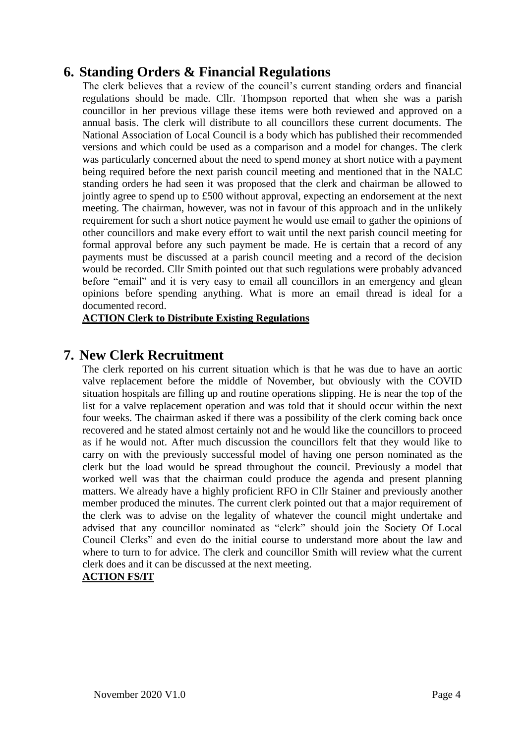## 6. Standing Orders & Financial Regulations

The clerk believes that a review of the council's current standing orders and financial regulations should be made. Cllr. Thompson reported that when she was a parish councillor in her previous village these items were both reviewed and approved on a annual basis. The clerk will distribute to all councillors these current documents. The National Association of Local Council is a body which has published their recommended versions and which could be used as a comparison and a model for changes. The clerk was particularly concerned about the need to spend money at short notice with a payment being required before the next parish council meeting and mentioned that in the NALC standing orders he had seen it was proposed that the clerk and chairman be allowed to jointly agree to spend up to £500 without approval, expecting an endorsement at the next meeting. The chairman, however, was not in favour of this approach and in the unlikely requirement for such a short notice payment he would use email to gather the opinions of other councillors and make every effort to wait until the next parish council meeting for formal approval before any such payment be made. He is certain that a record of any payments must be discussed at a parish council meeting and a record of the decision would be recorded. Cllr Smith pointed out that such regulations were probably advanced before "email" and it is very easy to email all councillors in an emergency and glean opinions before spending anything. What is more an email thread is ideal for a documented record.

**ACTION Clerk to Distribute Existing Regulations**

## 7. New Clerk Recruitment

The clerk reported on his current situation which is that he was due to have an aortic valve replacement before the middle of November, but obviously with the COVID situation hospitals are filling up and routine operations slipping. He is near the top of the list for a valve replacement operation and was told that it should occur within the next four weeks. The chairman asked if there was a possibility of the clerk coming back once recovered and he stated almost certainly not and he would like the councillors to proceed as if he would not. After much discussion the councillors felt that they would like to carry on with the previously successful model of having one person nominated as the clerk but the load would be spread throughout the council. Previously a model that worked well was that the chairman could produce the agenda and present planning matters. We already have a highly proficient RFO in Cllr Stainer and previously another member produced the minutes. The current clerk pointed out that a major requirement of the clerk was to advise on the legality of whatever the council might undertake and advised that any councillor nominated as "clerk" should join the Society Of Local Council Clerks" and even do the initial course to understand more about the law and where to turn to for advice. The clerk and councillor Smith will review what the current clerk does and it can be discussed at the next meeting.

**ACTION FS/IT**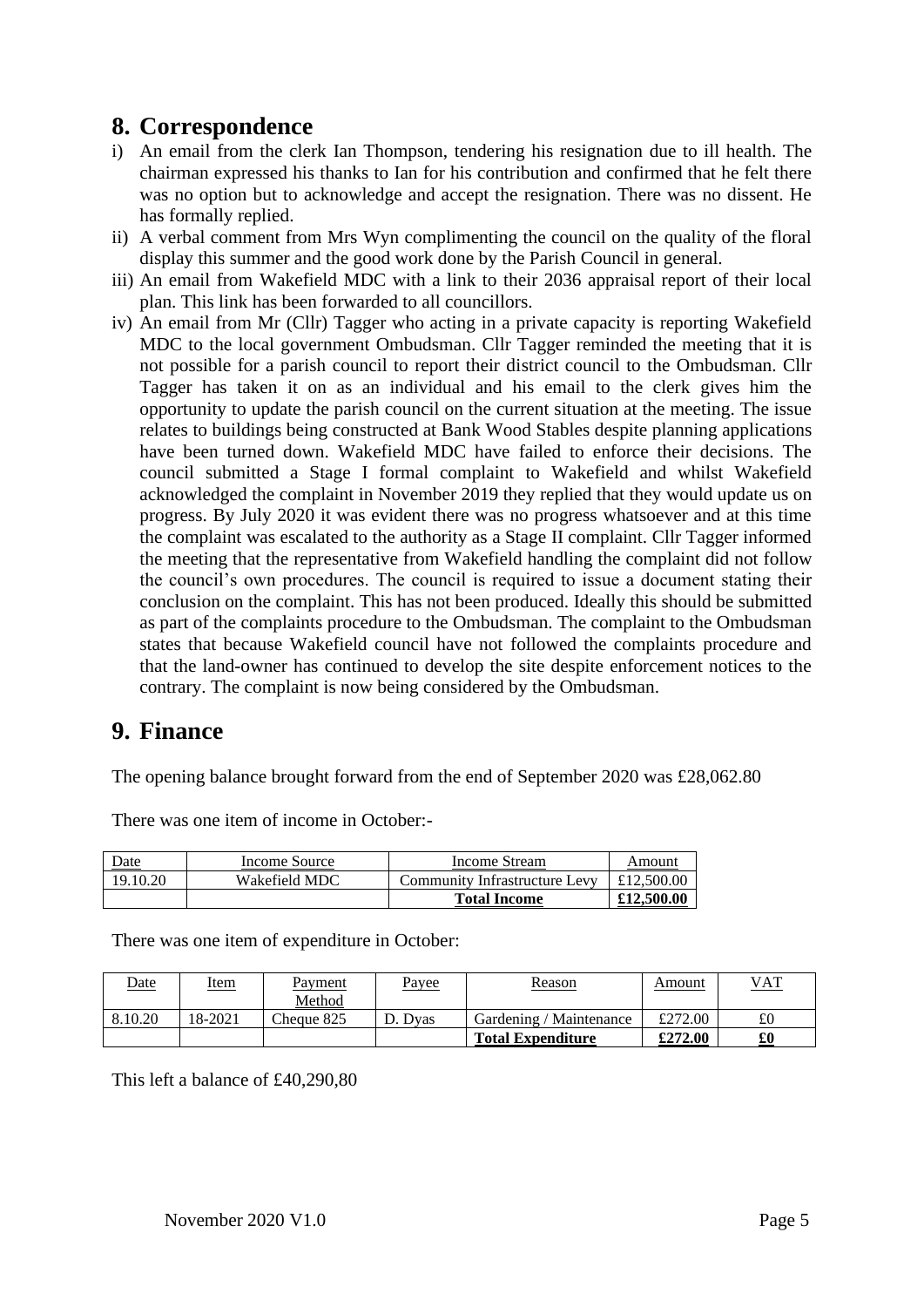## 8. Correspondence

i) An email from the clerk Ian Thompson, tendering his resignation due to ill health. The chairman expressed his thanks to Ian for his contribution and confirmed that he felt there was no option but to acknowledge and accept the resignation. There was no dissent. He has formally replied.

ii) A verbal comment from Mrs Wyn complimenting the council on the quality of the floral display this summer and the good work done by the Parish Council in general.

iii) An email from Wakefield MDC with a link to their 2036 appraisal report of their local plan. This link has been forwarded to all councillors.

iv) An email from Mr (Cllr) Tagger who acting in a private capacity is reporting Wakefield MDC to the local government Ombudsman. Cllr Tagger reminded the meeting that it is not possible for a parish council to report their district council to the Ombudsman. Cllr Tagger has taken it on as an individual and his email to the clerk gives him the opportunity to update the parish council on the current situation at the meeting. The issue relates to buildings being constructed at Bank Wood Stables despite planning applications have been turned down. Wakefield MDC have failed to enforce their decisions. The council submitted a Stage I formal complaint to Wakefield and whilst Wakefield acknowledged the complaint in November 2019 they replied that they would update us on progress. By July 2020 it was evident there was no progress whatsoever and at this time the complaint was escalated to the authority as a Stage II complaint. Cllr Tagger informed the meeting that the representative from Wakefield handling the complaint did not follow the council's own procedures. The council is required to issue a document stating their conclusion on the complaint. This has not been produced. Ideally this should be submitted as part of the complaints procedure to the Ombudsman. The complaint to the Ombudsman states that because Wakefield council have not followed the complaints procedure and that the land-owner has continued to develop the site despite enforcement notices to the contrary. The complaint is now being considered by the Ombudsman.

## 9. Finance

The opening balance brought forward from the end of September 2020 was £28,062.80

There was one item of income in October:-

| Date | Income Source | Income Stream | Amount |
|---|---|---|---|
| 19.10.20 | Wakefield MDC | Community Infrastructure Levy | £12,500.00 |
| | | **Total Income** | **£12,500.00** |

There was one item of expenditure in October:

| Date | Item | Payment Method | Payee | Reason | Amount | VAT |
|---|---|---|---|---|---|---|
| 8.10.20 | 18-2021 | Cheque 825 | D. Dyas | Gardening / Maintenance | £272.00 | £0 |
| | | | | **Total Expenditure** | **£272.00** | **£0** |

This left a balance of £40,290,80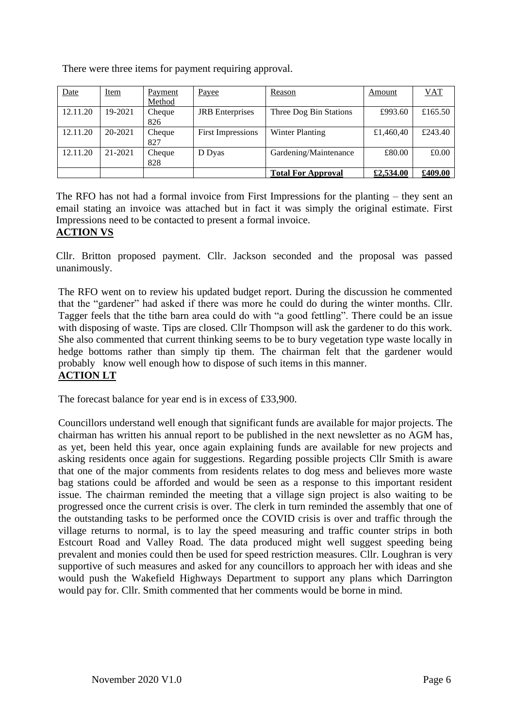There were three items for payment requiring approval.

| Date | Item | Payment Method | Payee | Reason | Amount | VAT |
|---|---|---|---|---|---|---|
| 12.11.20 | 19-2021 | Cheque 826 | JRB Enterprises | Three Dog Bin Stations | £993.60 | £165.50 |
| 12.11.20 | 20-2021 | Cheque 827 | First Impressions | Winter Planting | £1,460,40 | £243.40 |
| 12.11.20 | 21-2021 | Cheque 828 | D Dyas | Gardening/Maintenance | £80.00 | £0.00 |
| | | | | **Total For Approval** | **£2,534.00** | **£409.00** |

The RFO has not had a formal invoice from First Impressions for the planting – they sent an email stating an invoice was attached but in fact it was simply the original estimate. First Impressions need to be contacted to present a formal invoice.

**ACTION VS**

Cllr. Britton proposed payment. Cllr. Jackson seconded and the proposal was passed unanimously.

The RFO went on to review his updated budget report. During the discussion he commented that the "gardener" had asked if there was more he could do during the winter months. Cllr. Tagger feels that the tithe barn area could do with "a good fettling". There could be an issue with disposing of waste. Tips are closed. Cllr Thompson will ask the gardener to do this work. She also commented that current thinking seems to be to bury vegetation type waste locally in hedge bottoms rather than simply tip them. The chairman felt that the gardener would probably know well enough how to dispose of such items in this manner.

**ACTION LT**

The forecast balance for year end is in excess of £33,900.

Councillors understand well enough that significant funds are available for major projects. The chairman has written his annual report to be published in the next newsletter as no AGM has, as yet, been held this year, once again explaining funds are available for new projects and asking residents once again for suggestions. Regarding possible projects Cllr Smith is aware that one of the major comments from residents relates to dog mess and believes more waste bag stations could be afforded and would be seen as a response to this important resident issue. The chairman reminded the meeting that a village sign project is also waiting to be progressed once the current crisis is over. The clerk in turn reminded the assembly that one of the outstanding tasks to be performed once the COVID crisis is over and traffic through the village returns to normal, is to lay the speed measuring and traffic counter strips in both Estcourt Road and Valley Road. The data produced might well suggest speeding being prevalent and monies could then be used for speed restriction measures. Cllr. Loughran is very supportive of such measures and asked for any councillors to approach her with ideas and she would push the Wakefield Highways Department to support any plans which Darrington would pay for. Cllr. Smith commented that her comments would be borne in mind.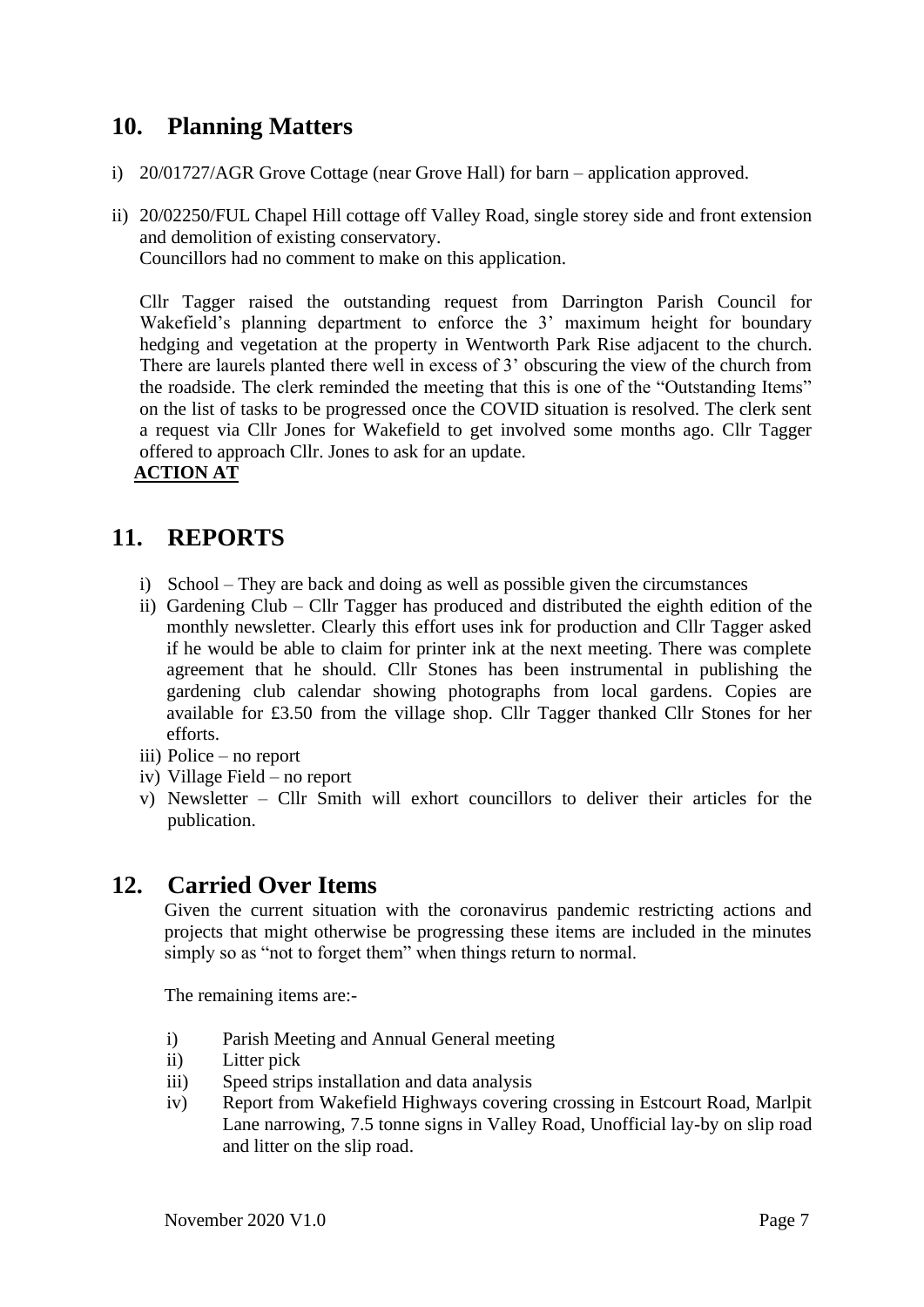## 10. Planning Matters

i) 20/01727/AGR Grove Cottage (near Grove Hall) for barn – application approved.

ii) 20/02250/FUL Chapel Hill cottage off Valley Road, single storey side and front extension and demolition of existing conservatory.
Councillors had no comment to make on this application.

Cllr Tagger raised the outstanding request from Darrington Parish Council for Wakefield's planning department to enforce the 3' maximum height for boundary hedging and vegetation at the property in Wentworth Park Rise adjacent to the church. There are laurels planted there well in excess of 3' obscuring the view of the church from the roadside. The clerk reminded the meeting that this is one of the "Outstanding Items" on the list of tasks to be progressed once the COVID situation is resolved. The clerk sent a request via Cllr Jones for Wakefield to get involved some months ago. Cllr Tagger offered to approach Cllr. Jones to ask for an update.

**ACTION AT**

## 11. REPORTS

i) School – They are back and doing as well as possible given the circumstances
ii) Gardening Club – Cllr Tagger has produced and distributed the eighth edition of the monthly newsletter. Clearly this effort uses ink for production and Cllr Tagger asked if he would be able to claim for printer ink at the next meeting. There was complete agreement that he should. Cllr Stones has been instrumental in publishing the gardening club calendar showing photographs from local gardens. Copies are available for £3.50 from the village shop. Cllr Tagger thanked Cllr Stones for her efforts.
iii) Police – no report
iv) Village Field – no report
v) Newsletter – Cllr Smith will exhort councillors to deliver their articles for the publication.

## 12. Carried Over Items

Given the current situation with the coronavirus pandemic restricting actions and projects that might otherwise be progressing these items are included in the minutes simply so as "not to forget them" when things return to normal.

The remaining items are:-

i) Parish Meeting and Annual General meeting
ii) Litter pick
iii) Speed strips installation and data analysis
iv) Report from Wakefield Highways covering crossing in Estcourt Road, Marlpit Lane narrowing, 7.5 tonne signs in Valley Road, Unofficial lay-by on slip road and litter on the slip road.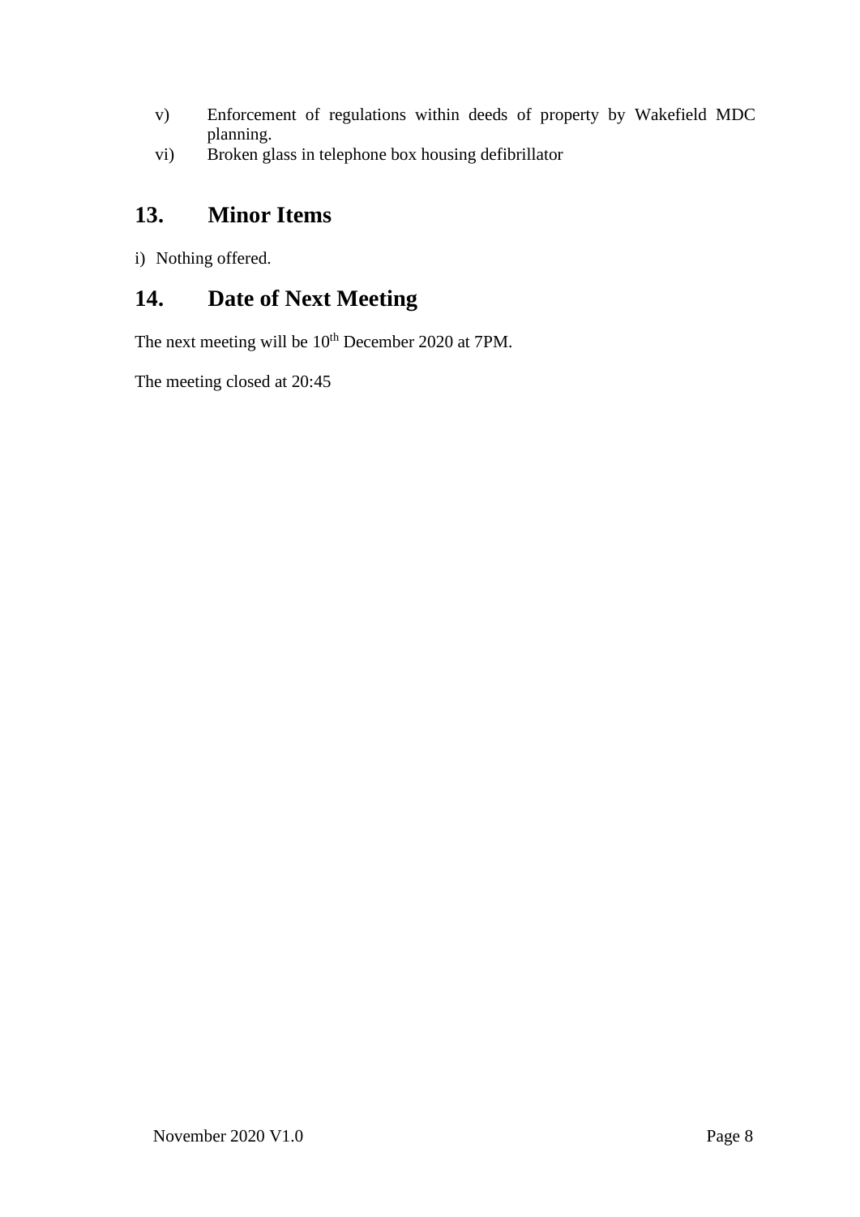v) Enforcement of regulations within deeds of property by Wakefield MDC planning.
vi) Broken glass in telephone box housing defibrillator

## 13. Minor Items

i) Nothing offered.

## 14. Date of Next Meeting

The next meeting will be 10th December 2020 at 7PM.

The meeting closed at 20:45